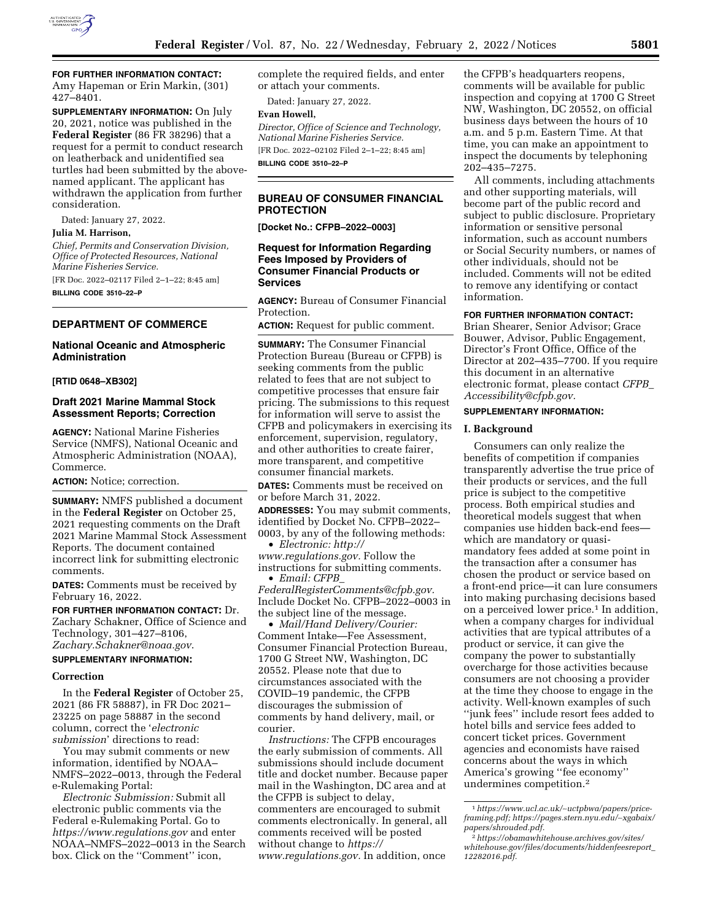**FOR FURTHER INFORMATION CONTACT:** Amy Hapeman or Erin Markin, (301) 427–8401.

**SUPPLEMENTARY INFORMATION:** On July 20, 2021, notice was published in the **Federal Register** (86 FR 38296) that a request for a permit to conduct research on leatherback and unidentified sea turtles had been submitted by the above-named applicant. The applicant has withdrawn the application from further consideration.

Dated: January 27, 2022.

**Julia M. Harrison,**

*Chief, Permits and Conservation Division, Office of Protected Resources, National Marine Fisheries Service.*

[FR Doc. 2022–02117 Filed 2–1–22; 8:45 am]

**BILLING CODE 3510–22–P**

## DEPARTMENT OF COMMERCE

### National Oceanic and Atmospheric Administration

**[RTID 0648–XB302]**

### Draft 2021 Marine Mammal Stock Assessment Reports; Correction

**AGENCY:** National Marine Fisheries Service (NMFS), National Oceanic and Atmospheric Administration (NOAA), Commerce.

**ACTION:** Notice; correction.

**SUMMARY:** NMFS published a document in the **Federal Register** on October 25, 2021 requesting comments on the Draft 2021 Marine Mammal Stock Assessment Reports. The document contained incorrect link for submitting electronic comments.

**DATES:** Comments must be received by February 16, 2022.

**FOR FURTHER INFORMATION CONTACT:** Dr. Zachary Schakner, Office of Science and Technology, 301–427–8106, *Zachary.Schakner@noaa.gov*.

**SUPPLEMENTARY INFORMATION:**

**Correction**

In the **Federal Register** of October 25, 2021 (86 FR 58887), in FR Doc 2021–23225 on page 58887 in the second column, correct the '*electronic submission*' directions to read:

You may submit comments or new information, identified by NOAA–NMFS–2022–0013, through the Federal e-Rulemaking Portal:

*Electronic Submission:* Submit all electronic public comments via the Federal e-Rulemaking Portal. Go to *https://www.regulations.gov* and enter NOAA–NMFS–2022–0013 in the Search box. Click on the ''Comment'' icon, complete the required fields, and enter or attach your comments.

Dated: January 27, 2022.

**Evan Howell,**

*Director, Office of Science and Technology, National Marine Fisheries Service.*

[FR Doc. 2022–02102 Filed 2–1–22; 8:45 am]

**BILLING CODE 3510–22–P**

## BUREAU OF CONSUMER FINANCIAL PROTECTION

**[Docket No.: CFPB–2022–0003]**

### Request for Information Regarding Fees Imposed by Providers of Consumer Financial Products or Services

**AGENCY:** Bureau of Consumer Financial Protection.

**ACTION:** Request for public comment.

**SUMMARY:** The Consumer Financial Protection Bureau (Bureau or CFPB) is seeking comments from the public related to fees that are not subject to competitive processes that ensure fair pricing. The submissions to this request for information will serve to assist the CFPB and policymakers in exercising its enforcement, supervision, regulatory, and other authorities to create fairer, more transparent, and competitive consumer financial markets.

**DATES:** Comments must be received on or before March 31, 2022.

**ADDRESSES:** You may submit comments, identified by Docket No. CFPB–2022–0003, by any of the following methods:

- *Electronic: http://www.regulations.gov.* Follow the instructions for submitting comments.
- *Email: CFPB_FederalRegisterComments@cfpb.gov.* Include Docket No. CFPB–2022–0003 in the subject line of the message.
- *Mail/Hand Delivery/Courier:* Comment Intake—Fee Assessment, Consumer Financial Protection Bureau, 1700 G Street NW, Washington, DC 20552. Please note that due to circumstances associated with the COVID–19 pandemic, the CFPB discourages the submission of comments by hand delivery, mail, or courier.

*Instructions:* The CFPB encourages the early submission of comments. All submissions should include document title and docket number. Because paper mail in the Washington, DC area and at the CFPB is subject to delay, commenters are encouraged to submit comments electronically. In general, all comments received will be posted without change to *https://www.regulations.gov.* In addition, once the CFPB's headquarters reopens, comments will be available for public inspection and copying at 1700 G Street NW, Washington, DC 20552, on official business days between the hours of 10 a.m. and 5 p.m. Eastern Time. At that time, you can make an appointment to inspect the documents by telephoning 202–435–7275.

All comments, including attachments and other supporting materials, will become part of the public record and subject to public disclosure. Proprietary information or sensitive personal information, such as account numbers or Social Security numbers, or names of other individuals, should not be included. Comments will not be edited to remove any identifying or contact information.

**FOR FURTHER INFORMATION CONTACT:** Brian Shearer, Senior Advisor; Grace Bouwer, Advisor, Public Engagement, Director's Front Office, Office of the Director at 202–435–7700. If you require this document in an alternative electronic format, please contact *CFPB_Accessibility@cfpb.gov.*

**SUPPLEMENTARY INFORMATION:**

**I. Background**

Consumers can only realize the benefits of competition if companies transparently advertise the true price of their products or services, and the full price is subject to the competitive process. Both empirical studies and theoretical models suggest that when companies use hidden back-end fees—which are mandatory or quasi-mandatory fees added at some point in the transaction after a consumer has chosen the product or service based on a front-end price—it can lure consumers into making purchasing decisions based on a perceived lower price.[1] In addition, when a company charges for individual activities that are typical attributes of a product or service, it can give the company the power to substantially overcharge for those activities because consumers are not choosing a provider at the time they choose to engage in the activity. Well-known examples of such ''junk fees'' include resort fees added to hotel bills and service fees added to concert ticket prices. Government agencies and economists have raised concerns about the ways in which America's growing ''fee economy'' undermines competition.[2]

[1] *https://www.ucl.ac.uk/~uctpbwa/papers/price-framing.pdf; https://pages.stern.nyu.edu/~xgabaix/papers/shrouded.pdf.*

[2] *https://obamawhitehouse.archives.gov/sites/whitehouse.gov/files/documents/hiddenfeesreport_12282016.pdf.*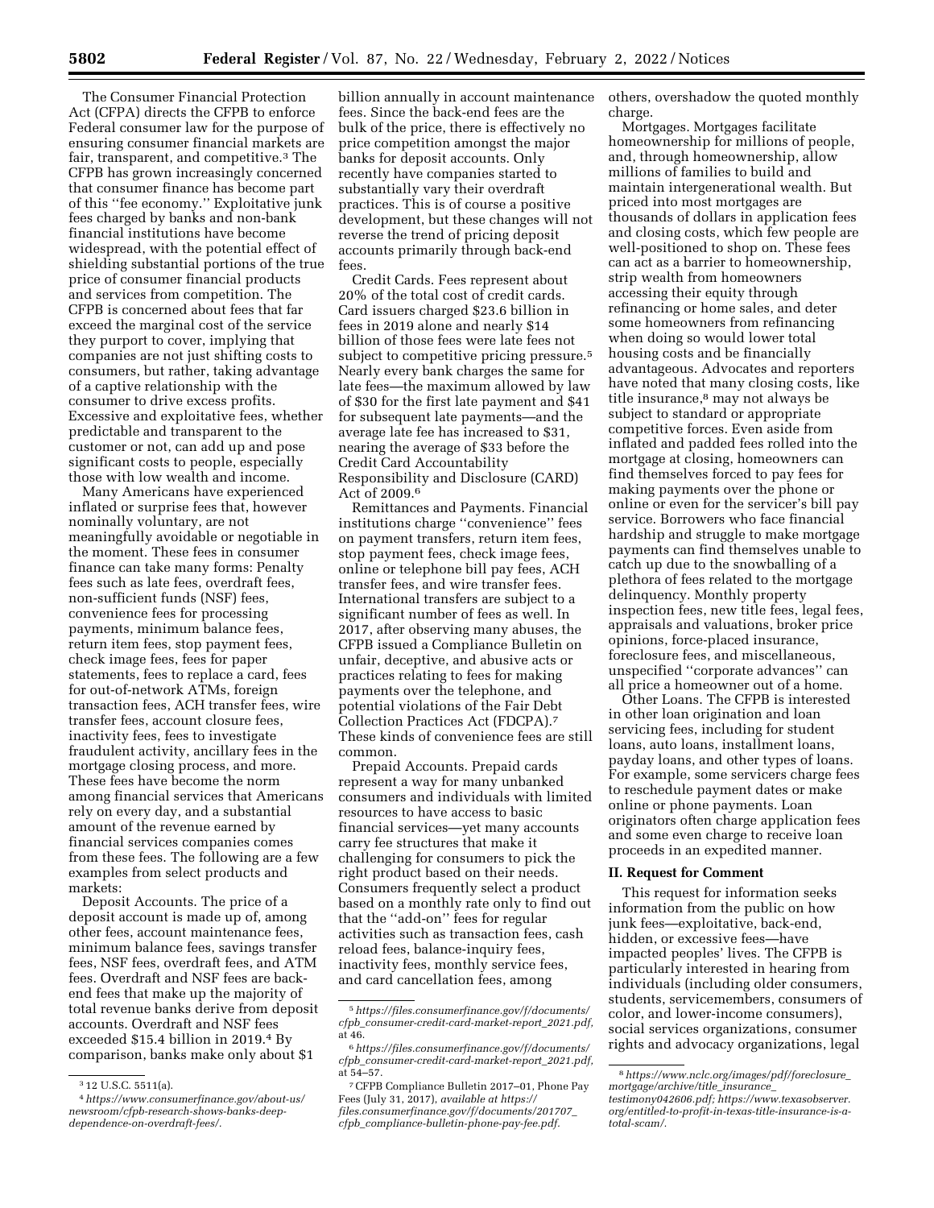The Consumer Financial Protection Act (CFPA) directs the CFPB to enforce Federal consumer law for the purpose of ensuring consumer financial markets are fair, transparent, and competitive.[3] The CFPB has grown increasingly concerned that consumer finance has become part of this ''fee economy.'' Exploitative junk fees charged by banks and non-bank financial institutions have become widespread, with the potential effect of shielding substantial portions of the true price of consumer financial products and services from competition. The CFPB is concerned about fees that far exceed the marginal cost of the service they purport to cover, implying that companies are not just shifting costs to consumers, but rather, taking advantage of a captive relationship with the consumer to drive excess profits. Excessive and exploitative fees, whether predictable and transparent to the customer or not, can add up and pose significant costs to people, especially those with low wealth and income.

Many Americans have experienced inflated or surprise fees that, however nominally voluntary, are not meaningfully avoidable or negotiable in the moment. These fees in consumer finance can take many forms: Penalty fees such as late fees, overdraft fees, non-sufficient funds (NSF) fees, convenience fees for processing payments, minimum balance fees, return item fees, stop payment fees, check image fees, fees for paper statements, fees to replace a card, fees for out-of-network ATMs, foreign transaction fees, ACH transfer fees, wire transfer fees, account closure fees, inactivity fees, fees to investigate fraudulent activity, ancillary fees in the mortgage closing process, and more. These fees have become the norm among financial services that Americans rely on every day, and a substantial amount of the revenue earned by financial services companies comes from these fees. The following are a few examples from select products and markets:

Deposit Accounts. The price of a deposit account is made up of, among other fees, account maintenance fees, minimum balance fees, savings transfer fees, NSF fees, overdraft fees, and ATM fees. Overdraft and NSF fees are back-end fees that make up the majority of total revenue banks derive from deposit accounts. Overdraft and NSF fees exceeded $15.4 billion in 2019.[4] By comparison, banks make only about $1 billion annually in account maintenance fees. Since the back-end fees are the bulk of the price, there is effectively no price competition amongst the major banks for deposit accounts. Only recently have companies started to substantially vary their overdraft practices. This is of course a positive development, but these changes will not reverse the trend of pricing deposit accounts primarily through back-end fees.

Credit Cards. Fees represent about 20% of the total cost of credit cards. Card issuers charged $23.6 billion in fees in 2019 alone and nearly $14 billion of those fees were late fees not subject to competitive pricing pressure.[5] Nearly every bank charges the same for late fees—the maximum allowed by law of $30 for the first late payment and $41 for subsequent late payments—and the average late fee has increased to $31, nearing the average of $33 before the Credit Card Accountability Responsibility and Disclosure (CARD) Act of 2009.[6]

Remittances and Payments. Financial institutions charge ''convenience'' fees on payment transfers, return item fees, stop payment fees, check image fees, online or telephone bill pay fees, ACH transfer fees, and wire transfer fees. International transfers are subject to a significant number of fees as well. In 2017, after observing many abuses, the CFPB issued a Compliance Bulletin on unfair, deceptive, and abusive acts or practices relating to fees for making payments over the telephone, and potential violations of the Fair Debt Collection Practices Act (FDCPA).[7] These kinds of convenience fees are still common.

Prepaid Accounts. Prepaid cards represent a way for many unbanked consumers and individuals with limited resources to have access to basic financial services—yet many accounts carry fee structures that make it challenging for consumers to pick the right product based on their needs. Consumers frequently select a product based on a monthly rate only to find out that the ''add-on'' fees for regular activities such as transaction fees, cash reload fees, balance-inquiry fees, inactivity fees, monthly service fees, and card cancellation fees, among others, overshadow the quoted monthly charge.

Mortgages. Mortgages facilitate homeownership for millions of people, and, through homeownership, allow millions of families to build and maintain intergenerational wealth. But priced into most mortgages are thousands of dollars in application fees and closing costs, which few people are well-positioned to shop on. These fees can act as a barrier to homeownership, strip wealth from homeowners accessing their equity through refinancing or home sales, and deter some homeowners from refinancing when doing so would lower total housing costs and be financially advantageous. Advocates and reporters have noted that many closing costs, like title insurance,[8] may not always be subject to standard or appropriate competitive forces. Even aside from inflated and padded fees rolled into the mortgage at closing, homeowners can find themselves forced to pay fees for making payments over the phone or online or even for the servicer's bill pay service. Borrowers who face financial hardship and struggle to make mortgage payments can find themselves unable to catch up due to the snowballing of a plethora of fees related to the mortgage delinquency. Monthly property inspection fees, new title fees, legal fees, appraisals and valuations, broker price opinions, force-placed insurance, foreclosure fees, and miscellaneous, unspecified ''corporate advances'' can all price a homeowner out of a home.

Other Loans. The CFPB is interested in other loan origination and loan servicing fees, including for student loans, auto loans, installment loans, payday loans, and other types of loans. For example, some servicers charge fees to reschedule payment dates or make online or phone payments. Loan originators often charge application fees and some even charge to receive loan proceeds in an expedited manner.

## II. Request for Comment

This request for information seeks information from the public on how junk fees—exploitative, back-end, hidden, or excessive fees—have impacted peoples' lives. The CFPB is particularly interested in hearing from individuals (including older consumers, students, servicemembers, consumers of color, and lower-income consumers), social services organizations, consumer rights and advocacy organizations, legal

---

[3] 12 U.S.C. 5511(a).

[4] *https://www.consumerfinance.gov/about-us/newsroom/cfpb-research-shows-banks-deep-dependence-on-overdraft-fees/.*

[5] *https://files.consumerfinance.gov/f/documents/cfpb_consumer-credit-card-market-report_2021.pdf,* at 46.

[6] *https://files.consumerfinance.gov/f/documents/cfpb_consumer-credit-card-market-report_2021.pdf,* at 54–57.

[7] CFPB Compliance Bulletin 2017–01, Phone Pay Fees (July 31, 2017), *available at https://files.consumerfinance.gov/f/documents/201707_cfpb_compliance-bulletin-phone-pay-fee.pdf.*

[8] *https://www.nclc.org/images/pdf/foreclosure_mortgage/archive/title_insurance_testimony042606.pdf; https://www.texasobserver.org/entitled-to-profit-in-texas-title-insurance-is-a-total-scam/.*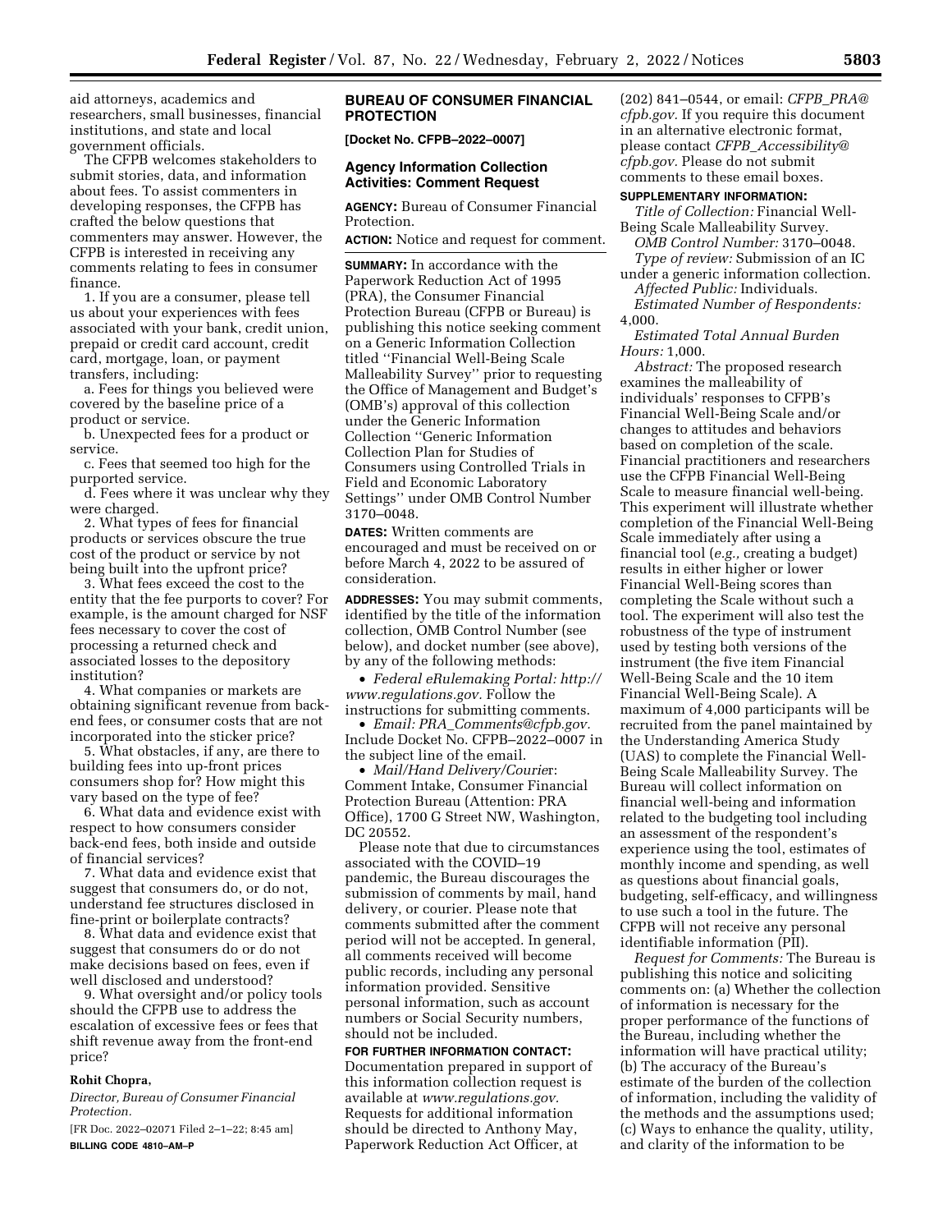aid attorneys, academics and researchers, small businesses, financial institutions, and state and local government officials.

The CFPB welcomes stakeholders to submit stories, data, and information about fees. To assist commenters in developing responses, the CFPB has crafted the below questions that commenters may answer. However, the CFPB is interested in receiving any comments relating to fees in consumer finance.

1. If you are a consumer, please tell us about your experiences with fees associated with your bank, credit union, prepaid or credit card account, credit card, mortgage, loan, or payment transfers, including:

a. Fees for things you believed were covered by the baseline price of a product or service.

b. Unexpected fees for a product or service.

c. Fees that seemed too high for the purported service.

d. Fees where it was unclear why they were charged.

2. What types of fees for financial products or services obscure the true cost of the product or service by not being built into the upfront price?

3. What fees exceed the cost to the entity that the fee purports to cover? For example, is the amount charged for NSF fees necessary to cover the cost of processing a returned check and associated losses to the depository institution?

4. What companies or markets are obtaining significant revenue from back-end fees, or consumer costs that are not incorporated into the sticker price?

5. What obstacles, if any, are there to building fees into up-front prices consumers shop for? How might this vary based on the type of fee?

6. What data and evidence exist with respect to how consumers consider back-end fees, both inside and outside of financial services?

7. What data and evidence exist that suggest that consumers do, or do not, understand fee structures disclosed in fine-print or boilerplate contracts?

8. What data and evidence exist that suggest that consumers do or do not make decisions based on fees, even if well disclosed and understood?

9. What oversight and/or policy tools should the CFPB use to address the escalation of excessive fees or fees that shift revenue away from the front-end price?

**Rohit Chopra,**

*Director, Bureau of Consumer Financial Protection.*

[FR Doc. 2022–02071 Filed 2–1–22; 8:45 am]

**BILLING CODE 4810–AM–P**

## BUREAU OF CONSUMER FINANCIAL PROTECTION

**[Docket No. CFPB–2022–0007]**

### Agency Information Collection Activities: Comment Request

**AGENCY:** Bureau of Consumer Financial Protection.

**ACTION:** Notice and request for comment.

**SUMMARY:** In accordance with the Paperwork Reduction Act of 1995 (PRA), the Consumer Financial Protection Bureau (CFPB or Bureau) is publishing this notice seeking comment on a Generic Information Collection titled "Financial Well-Being Scale Malleability Survey" prior to requesting the Office of Management and Budget's (OMB's) approval of this collection under the Generic Information Collection "Generic Information Collection Plan for Studies of Consumers using Controlled Trials in Field and Economic Laboratory Settings" under OMB Control Number 3170–0048.

**DATES:** Written comments are encouraged and must be received on or before March 4, 2022 to be assured of consideration.

**ADDRESSES:** You may submit comments, identified by the title of the information collection, OMB Control Number (see below), and docket number (see above), by any of the following methods:

- *Federal eRulemaking Portal: http://www.regulations.gov.* Follow the instructions for submitting comments.
- *Email: PRA_Comments@cfpb.gov.* Include Docket No. CFPB–2022–0007 in the subject line of the email.
- *Mail/Hand Delivery/Courier*: Comment Intake, Consumer Financial Protection Bureau (Attention: PRA Office), 1700 G Street NW, Washington, DC 20552.

Please note that due to circumstances associated with the COVID–19 pandemic, the Bureau discourages the submission of comments by mail, hand delivery, or courier. Please note that comments submitted after the comment period will not be accepted. In general, all comments received will become public records, including any personal information provided. Sensitive personal information, such as account numbers or Social Security numbers, should not be included.

**FOR FURTHER INFORMATION CONTACT:** Documentation prepared in support of this information collection request is available at *www.regulations.gov.* Requests for additional information should be directed to Anthony May, Paperwork Reduction Act Officer, at (202) 841–0544, or email: *CFPB_PRA@cfpb.gov.* If you require this document in an alternative electronic format, please contact *CFPB_Accessibility@cfpb.gov.* Please do not submit comments to these email boxes.

**SUPPLEMENTARY INFORMATION:**

*Title of Collection:* Financial Well-Being Scale Malleability Survey.

*OMB Control Number:* 3170–0048.

*Type of review:* Submission of an IC under a generic information collection.

*Affected Public:* Individuals.

*Estimated Number of Respondents:* 4,000.

*Estimated Total Annual Burden Hours:* 1,000.

*Abstract:* The proposed research examines the malleability of individuals' responses to CFPB's Financial Well-Being Scale and/or changes to attitudes and behaviors based on completion of the scale. Financial practitioners and researchers use the CFPB Financial Well-Being Scale to measure financial well-being. This experiment will illustrate whether completion of the Financial Well-Being Scale immediately after using a financial tool (*e.g.,* creating a budget) results in either higher or lower Financial Well-Being scores than completing the Scale without such a tool. The experiment will also test the robustness of the type of instrument used by testing both versions of the instrument (the five item Financial Well-Being Scale and the 10 item Financial Well-Being Scale). A maximum of 4,000 participants will be recruited from the panel maintained by the Understanding America Study (UAS) to complete the Financial Well-Being Scale Malleability Survey. The Bureau will collect information on financial well-being and information related to the budgeting tool including an assessment of the respondent's experience using the tool, estimates of monthly income and spending, as well as questions about financial goals, budgeting, self-efficacy, and willingness to use such a tool in the future. The CFPB will not receive any personal identifiable information (PII).

*Request for Comments:* The Bureau is publishing this notice and soliciting comments on: (a) Whether the collection of information is necessary for the proper performance of the functions of the Bureau, including whether the information will have practical utility; (b) The accuracy of the Bureau's estimate of the burden of the collection of information, including the validity of the methods and the assumptions used; (c) Ways to enhance the quality, utility, and clarity of the information to be